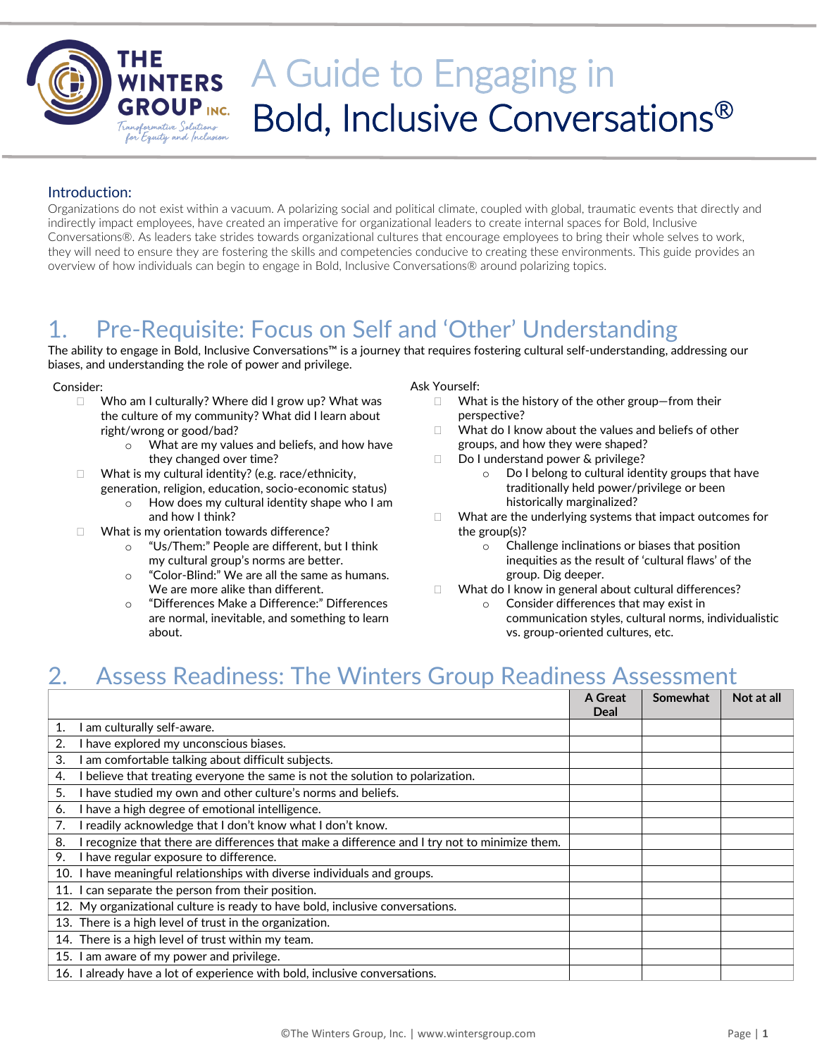# A Guide to Engaging in Bold, Inclusive Conversations®

THE WINTERS GROUP INC.

*Transformative Solutions for Equity and Inclusion*

## Introduction:

Organizations do not exist within a vacuum. A polarizing social and political climate, coupled with global, traumatic events that directly and indirectly impact employees, have created an imperative for organizational leaders to create internal spaces for Bold, Inclusive Conversations®. As leaders take strides towards organizational cultures that encourage employees to bring their whole selves to work, they will need to ensure they are fostering the skills and competencies conducive to creating these environments. This guide provides an overview of how individuals can begin to engage in Bold, Inclusive Conversations® around polarizing topics.

## 1. Pre-Requisite: Focus on Self and 'Other' Understanding

The ability to engage in Bold, Inclusive Conversations™ is a journey that requires fostering cultural self-understanding, addressing our biases, and understanding the role of power and privilege.

Consider:

- Who am I culturally? Where did I grow up? What was the culture of my community? What did I learn about right/wrong or good/bad?
  - What are my values and beliefs, and how have they changed over time?
- What is my cultural identity? (e.g. race/ethnicity, generation, religion, education, socio-economic status)
  - How does my cultural identity shape who I am and how I think?
- What is my orientation towards difference?
  - "Us/Them:" People are different, but I think my cultural group's norms are better.
  - "Color-Blind:" We are all the same as humans. We are more alike than different.
  - "Differences Make a Difference:" Differences are normal, inevitable, and something to learn about.

Ask Yourself:

- What is the history of the other group—from their perspective?
- What do I know about the values and beliefs of other groups, and how they were shaped?
- Do I understand power & privilege?
  - Do I belong to cultural identity groups that have traditionally held power/privilege or been historically marginalized?
- What are the underlying systems that impact outcomes for the group(s)?
  - Challenge inclinations or biases that position inequities as the result of 'cultural flaws' of the group. Dig deeper.
- What do I know in general about cultural differences?
  - Consider differences that may exist in communication styles, cultural norms, individualistic vs. group-oriented cultures, etc.

## 2. Assess Readiness: The Winters Group Readiness Assessment

| | A Great Deal | Somewhat | Not at all |
|---|---|---|---|
| 1. I am culturally self-aware. | | | |
| 2. I have explored my unconscious biases. | | | |
| 3. I am comfortable talking about difficult subjects. | | | |
| 4. I believe that treating everyone the same is not the solution to polarization. | | | |
| 5. I have studied my own and other culture's norms and beliefs. | | | |
| 6. I have a high degree of emotional intelligence. | | | |
| 7. I readily acknowledge that I don't know what I don't know. | | | |
| 8. I recognize that there are differences that make a difference and I try not to minimize them. | | | |
| 9. I have regular exposure to difference. | | | |
| 10. I have meaningful relationships with diverse individuals and groups. | | | |
| 11. I can separate the person from their position. | | | |
| 12. My organizational culture is ready to have bold, inclusive conversations. | | | |
| 13. There is a high level of trust in the organization. | | | |
| 14. There is a high level of trust within my team. | | | |
| 15. I am aware of my power and privilege. | | | |
| 16. I already have a lot of experience with bold, inclusive conversations. | | | |

©The Winters Group, Inc. | www.wintersgroup.com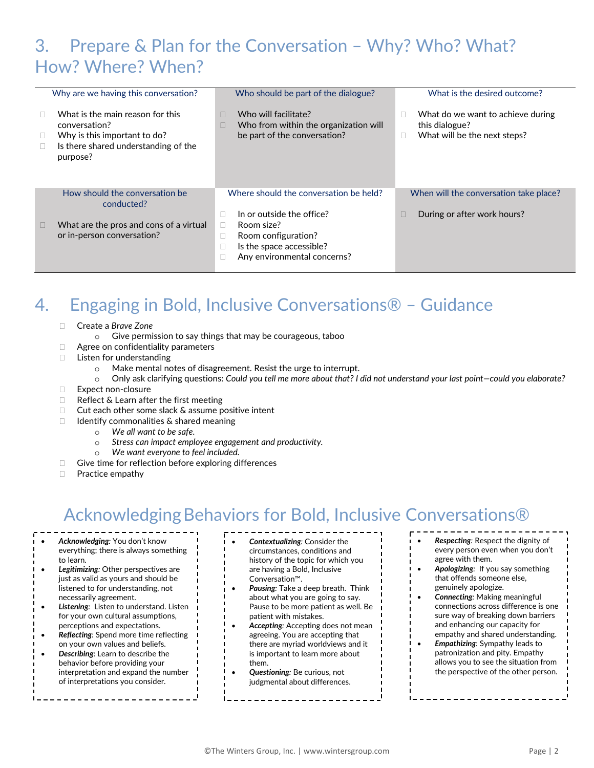## 3. Prepare & Plan for the Conversation – Why? Who? What? How? Where? When?

| Why are we having this conversation? | Who should be part of the dialogue? | What is the desired outcome? |
|---|---|---|
| ☐ What is the main reason for this conversation?<br>☐ Why is this important to do?<br>☐ Is there shared understanding of the purpose? | ☐ Who will facilitate?<br>☐ Who from within the organization will be part of the conversation? | ☐ What do we want to achieve during this dialogue?<br>☐ What will be the next steps? |
| **How should the conversation be conducted?** | **Where should the conversation be held?** | **When will the conversation take place?** |
| ☐ What are the pros and cons of a virtual or in-person conversation? | ☐ In or outside the office?<br>☐ Room size?<br>☐ Room configuration?<br>☐ Is the space accessible?<br>☐ Any environmental concerns? | ☐ During or after work hours? |

## 4. Engaging in Bold, Inclusive Conversations® – Guidance

- Create a *Brave Zone*
  - Give permission to say things that may be courageous, taboo
- Agree on confidentiality parameters
- Listen for understanding
  - Make mental notes of disagreement. Resist the urge to interrupt.
  - Only ask clarifying questions: *Could you tell me more about that? I did not understand your last point—could you elaborate?*
- Expect non-closure
- Reflect & Learn after the first meeting
- Cut each other some slack & assume positive intent
- Identify commonalities & shared meaning
  - *We all want to be safe.*
  - *Stress can impact employee engagement and productivity.*
  - *We want everyone to feel included.*
- Give time for reflection before exploring differences
- Practice empathy

## Acknowledging Behaviors for Bold, Inclusive Conversations®

- ***Acknowledging:*** You don't know everything; there is always something to learn.
- ***Legitimizing:*** Other perspectives are just as valid as yours and should be listened to for understanding, not necessarily agreement.
- ***Listening:*** Listen to understand. Listen for your own cultural assumptions, perceptions and expectations.
- ***Reflecting:*** Spend more time reflecting on your own values and beliefs.
- ***Describing:*** Learn to describe the behavior before providing your interpretation and expand the number of interpretations you consider.

- ***Contextualizing:*** Consider the circumstances, conditions and history of the topic for which you are having a Bold, Inclusive Conversation™.
- ***Pausing:*** Take a deep breath. Think about what you are going to say. Pause to be more patient as well. Be patient with mistakes.
- ***Accepting:*** Accepting does not mean agreeing. You are accepting that there are myriad worldviews and it is important to learn more about them.
- ***Questioning:*** Be curious, not judgmental about differences.

- ***Respecting:*** Respect the dignity of every person even when you don't agree with them.
- ***Apologizing:*** If you say something that offends someone else, genuinely apologize.
- ***Connecting:*** Making meaningful connections across difference is one sure way of breaking down barriers and enhancing our capacity for empathy and shared understanding.
- ***Empathizing:*** Sympathy leads to patronization and pity. Empathy allows you to see the situation from the perspective of the other person.

©The Winters Group, Inc. | www.wintersgroup.com